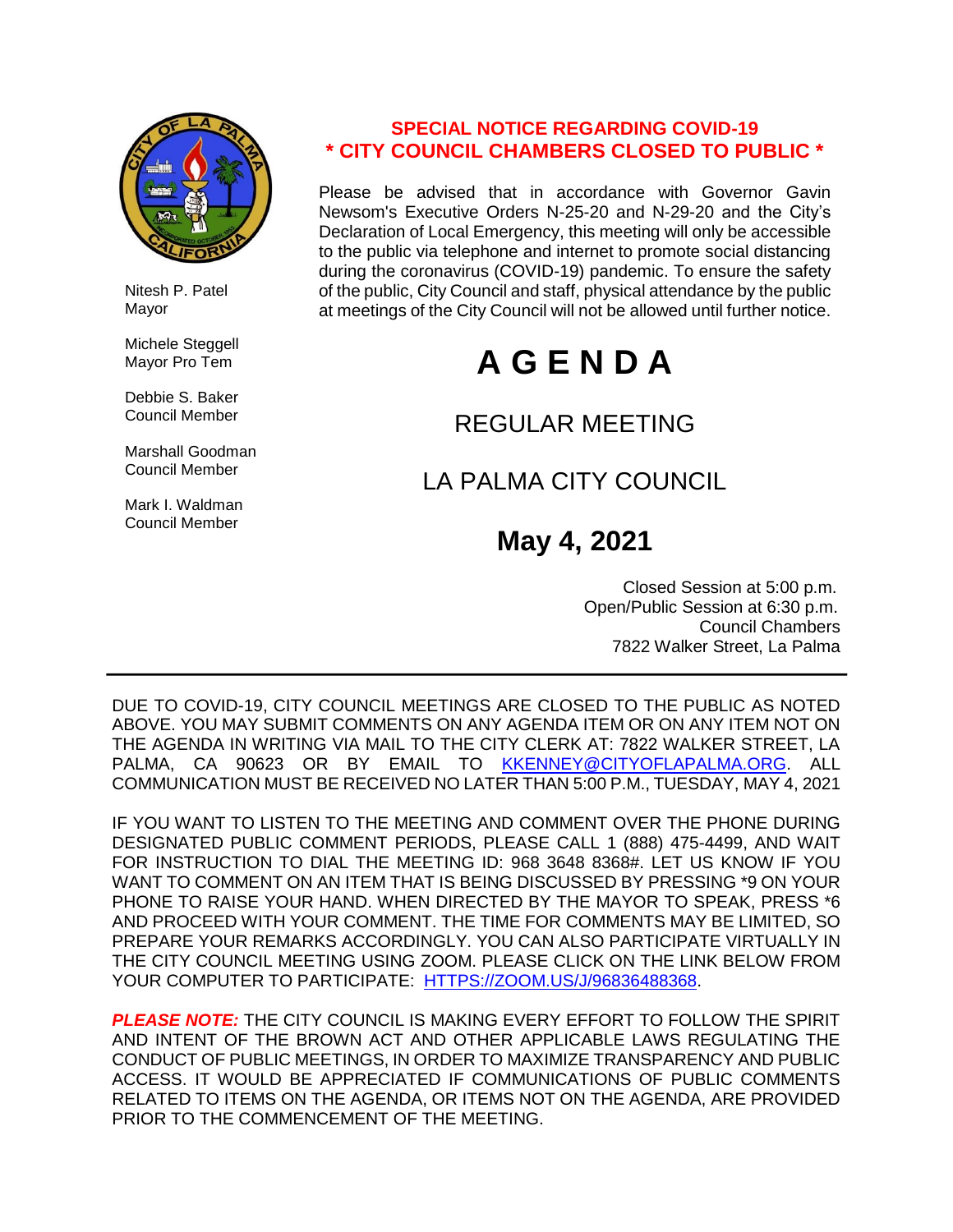Nitesh P. Patel
Mayor

Michele Steggell
Mayor Pro Tem

Debbie S. Baker
Council Member

Marshall Goodman
Council Member

Mark I. Waldman
Council Member

**SPECIAL NOTICE REGARDING COVID-19**
**\* CITY COUNCIL CHAMBERS CLOSED TO PUBLIC \***

Please be advised that in accordance with Governor Gavin Newsom's Executive Orders N-25-20 and N-29-20 and the City's Declaration of Local Emergency, this meeting will only be accessible to the public via telephone and internet to promote social distancing during the coronavirus (COVID-19) pandemic. To ensure the safety of the public, City Council and staff, physical attendance by the public at meetings of the City Council will not be allowed until further notice.

# A G E N D A

## REGULAR MEETING

## LA PALMA CITY COUNCIL

## May 4, 2021

Closed Session at 5:00 p.m.
Open/Public Session at 6:30 p.m.
Council Chambers
7822 Walker Street, La Palma

---

DUE TO COVID-19, CITY COUNCIL MEETINGS ARE CLOSED TO THE PUBLIC AS NOTED ABOVE. YOU MAY SUBMIT COMMENTS ON ANY AGENDA ITEM OR ON ANY ITEM NOT ON THE AGENDA IN WRITING VIA MAIL TO THE CITY CLERK AT: 7822 WALKER STREET, LA PALMA, CA 90623 OR BY EMAIL TO KKENNEY@CITYOFLAPALMA.ORG. ALL COMMUNICATION MUST BE RECEIVED NO LATER THAN 5:00 P.M., TUESDAY, MAY 4, 2021

IF YOU WANT TO LISTEN TO THE MEETING AND COMMENT OVER THE PHONE DURING DESIGNATED PUBLIC COMMENT PERIODS, PLEASE CALL 1 (888) 475-4499, AND WAIT FOR INSTRUCTION TO DIAL THE MEETING ID: 968 3648 8368#. LET US KNOW IF YOU WANT TO COMMENT ON AN ITEM THAT IS BEING DISCUSSED BY PRESSING *9 ON YOUR PHONE TO RAISE YOUR HAND. WHEN DIRECTED BY THE MAYOR TO SPEAK, PRESS *6 AND PROCEED WITH YOUR COMMENT. THE TIME FOR COMMENTS MAY BE LIMITED, SO PREPARE YOUR REMARKS ACCORDINGLY. YOU CAN ALSO PARTICIPATE VIRTUALLY IN THE CITY COUNCIL MEETING USING ZOOM. PLEASE CLICK ON THE LINK BELOW FROM YOUR COMPUTER TO PARTICIPATE: HTTPS://ZOOM.US/J/96836488368.

***PLEASE NOTE:*** THE CITY COUNCIL IS MAKING EVERY EFFORT TO FOLLOW THE SPIRIT AND INTENT OF THE BROWN ACT AND OTHER APPLICABLE LAWS REGULATING THE CONDUCT OF PUBLIC MEETINGS, IN ORDER TO MAXIMIZE TRANSPARENCY AND PUBLIC ACCESS. IT WOULD BE APPRECIATED IF COMMUNICATIONS OF PUBLIC COMMENTS RELATED TO ITEMS ON THE AGENDA, OR ITEMS NOT ON THE AGENDA, ARE PROVIDED PRIOR TO THE COMMENCEMENT OF THE MEETING.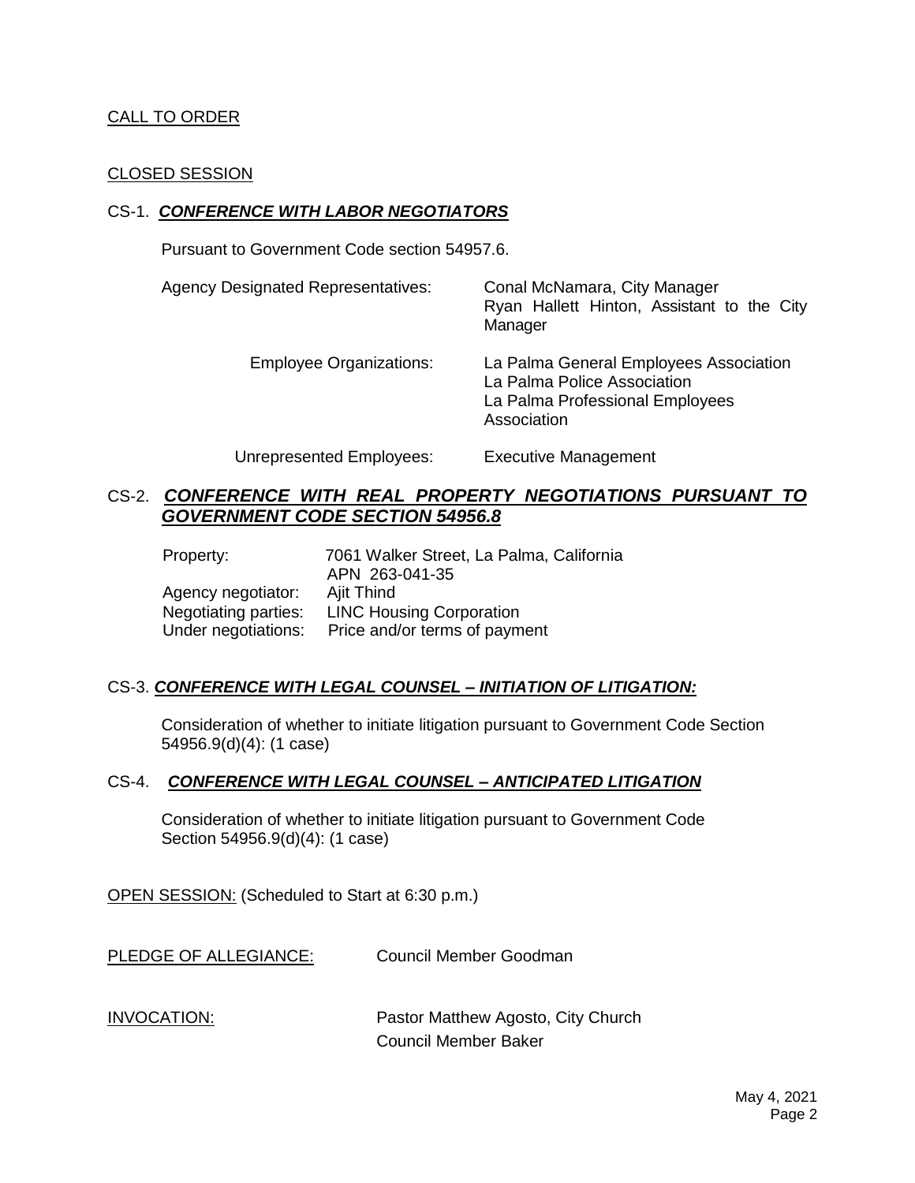CALL TO ORDER

CLOSED SESSION

CS-1. ***CONFERENCE WITH LABOR NEGOTIATORS***

Pursuant to Government Code section 54957.6.

| | |
|---|---|
| Agency Designated Representatives: | Conal McNamara, City Manager<br>Ryan Hallett Hinton, Assistant to the City Manager |
| Employee Organizations: | La Palma General Employees Association<br>La Palma Police Association<br>La Palma Professional Employees Association |
| Unrepresented Employees: | Executive Management |

CS-2. ***CONFERENCE WITH REAL PROPERTY NEGOTIATIONS PURSUANT TO GOVERNMENT CODE SECTION 54956.8***

| | |
|---|---|
| Property: | 7061 Walker Street, La Palma, California<br>APN 263-041-35 |
| Agency negotiator: | Ajit Thind |
| Negotiating parties: | LINC Housing Corporation |
| Under negotiations: | Price and/or terms of payment |

CS-3. ***CONFERENCE WITH LEGAL COUNSEL – INITIATION OF LITIGATION:***

Consideration of whether to initiate litigation pursuant to Government Code Section 54956.9(d)(4): (1 case)

CS-4. ***CONFERENCE WITH LEGAL COUNSEL – ANTICIPATED LITIGATION***

Consideration of whether to initiate litigation pursuant to Government Code Section 54956.9(d)(4): (1 case)

OPEN SESSION: (Scheduled to Start at 6:30 p.m.)

PLEDGE OF ALLEGIANCE: Council Member Goodman

INVOCATION: Pastor Matthew Agosto, City Church
Council Member Baker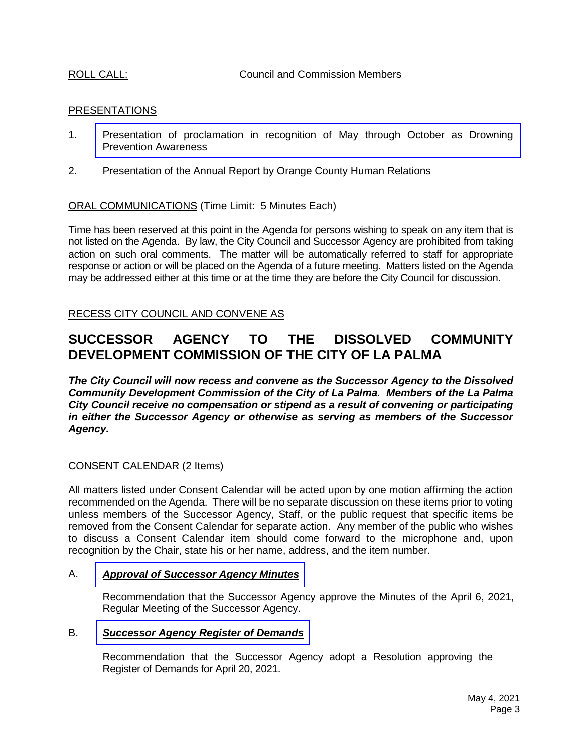ROLL CALL: Council and Commission Members

PRESENTATIONS

1. Presentation of proclamation in recognition of May through October as Drowning Prevention Awareness

2. Presentation of the Annual Report by Orange County Human Relations

ORAL COMMUNICATIONS (Time Limit: 5 Minutes Each)

Time has been reserved at this point in the Agenda for persons wishing to speak on any item that is not listed on the Agenda. By law, the City Council and Successor Agency are prohibited from taking action on such oral comments. The matter will be automatically referred to staff for appropriate response or action or will be placed on the Agenda of a future meeting. Matters listed on the Agenda may be addressed either at this time or at the time they are before the City Council for discussion.

RECESS CITY COUNCIL AND CONVENE AS

# SUCCESSOR AGENCY TO THE DISSOLVED COMMUNITY DEVELOPMENT COMMISSION OF THE CITY OF LA PALMA

***The City Council will now recess and convene as the Successor Agency to the Dissolved Community Development Commission of the City of La Palma. Members of the La Palma City Council receive no compensation or stipend as a result of convening or participating in either the Successor Agency or otherwise as serving as members of the Successor Agency.***

CONSENT CALENDAR (2 Items)

All matters listed under Consent Calendar will be acted upon by one motion affirming the action recommended on the Agenda. There will be no separate discussion on these items prior to voting unless members of the Successor Agency, Staff, or the public request that specific items be removed from the Consent Calendar for separate action. Any member of the public who wishes to discuss a Consent Calendar item should come forward to the microphone and, upon recognition by the Chair, state his or her name, address, and the item number.

A. ***Approval of Successor Agency Minutes***

Recommendation that the Successor Agency approve the Minutes of the April 6, 2021, Regular Meeting of the Successor Agency.

B. ***Successor Agency Register of Demands***

Recommendation that the Successor Agency adopt a Resolution approving the Register of Demands for April 20, 2021.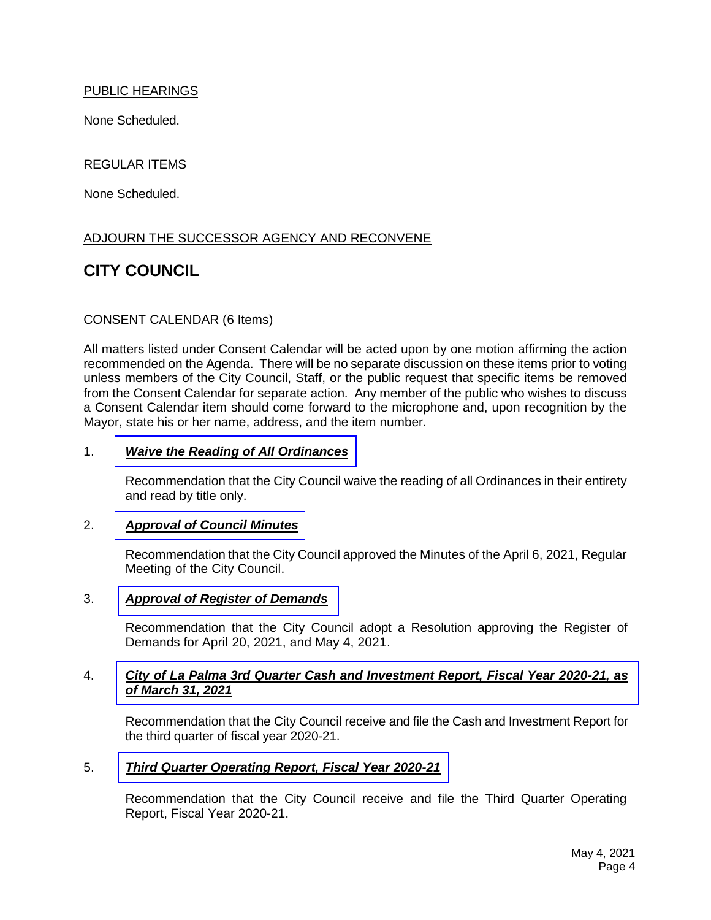PUBLIC HEARINGS

None Scheduled.

REGULAR ITEMS

None Scheduled.

ADJOURN THE SUCCESSOR AGENCY AND RECONVENE

## CITY COUNCIL

CONSENT CALENDAR (6 Items)

All matters listed under Consent Calendar will be acted upon by one motion affirming the action recommended on the Agenda. There will be no separate discussion on these items prior to voting unless members of the City Council, Staff, or the public request that specific items be removed from the Consent Calendar for separate action. Any member of the public who wishes to discuss a Consent Calendar item should come forward to the microphone and, upon recognition by the Mayor, state his or her name, address, and the item number.

1. ***Waive the Reading of All Ordinances***

   Recommendation that the City Council waive the reading of all Ordinances in their entirety and read by title only.

2. ***Approval of Council Minutes***

   Recommendation that the City Council approved the Minutes of the April 6, 2021, Regular Meeting of the City Council.

3. ***Approval of Register of Demands***

   Recommendation that the City Council adopt a Resolution approving the Register of Demands for April 20, 2021, and May 4, 2021.

4. ***City of La Palma 3rd Quarter Cash and Investment Report, Fiscal Year 2020-21, as of March 31, 2021***

   Recommendation that the City Council receive and file the Cash and Investment Report for the third quarter of fiscal year 2020-21.

5. ***Third Quarter Operating Report, Fiscal Year 2020-21***

   Recommendation that the City Council receive and file the Third Quarter Operating Report, Fiscal Year 2020-21.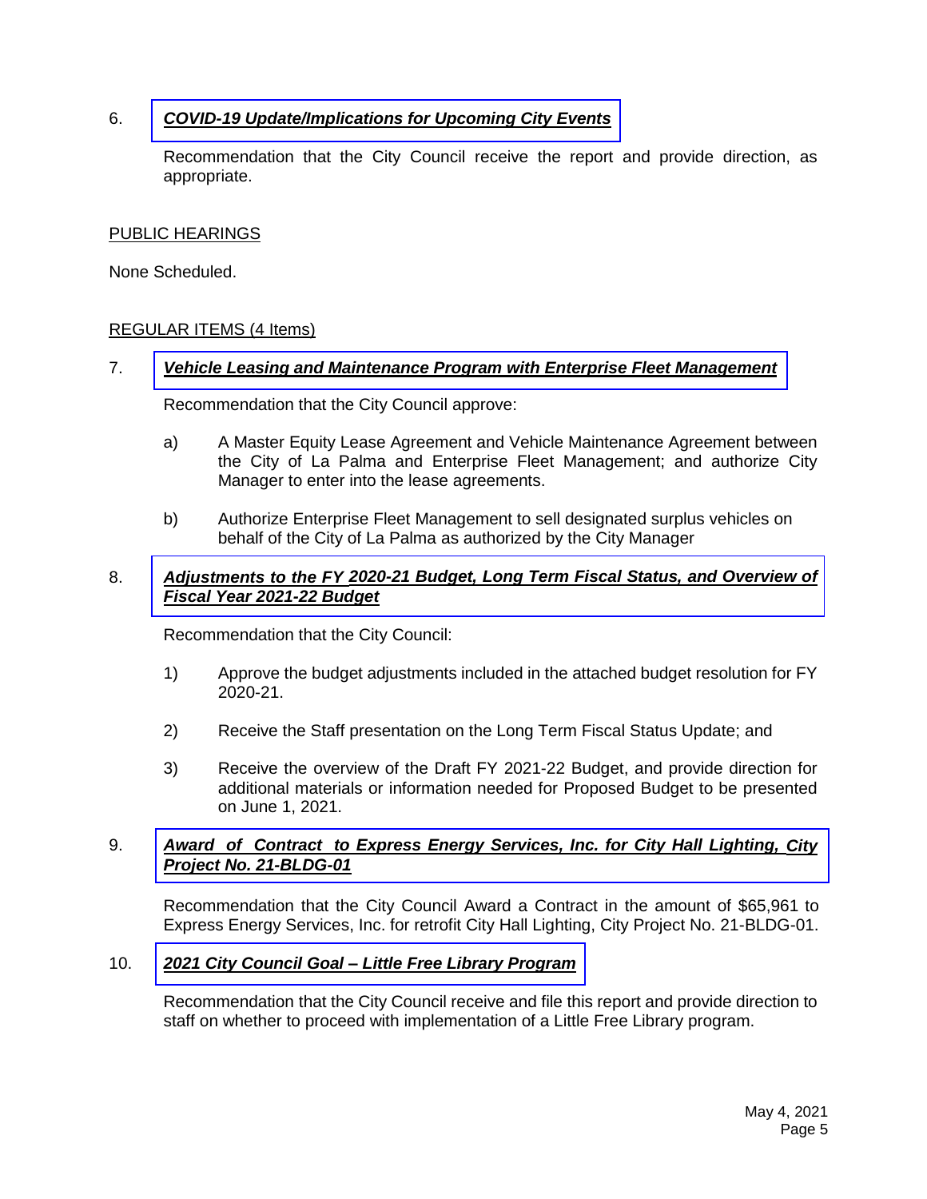6. ***COVID-19 Update/Implications for Upcoming City Events***

   Recommendation that the City Council receive the report and provide direction, as appropriate.

PUBLIC HEARINGS

None Scheduled.

REGULAR ITEMS (4 Items)

7. ***Vehicle Leasing and Maintenance Program with Enterprise Fleet Management***

   Recommendation that the City Council approve:

   a) A Master Equity Lease Agreement and Vehicle Maintenance Agreement between the City of La Palma and Enterprise Fleet Management; and authorize City Manager to enter into the lease agreements.

   b) Authorize Enterprise Fleet Management to sell designated surplus vehicles on behalf of the City of La Palma as authorized by the City Manager

8. ***Adjustments to the FY 2020-21 Budget, Long Term Fiscal Status, and Overview of Fiscal Year 2021-22 Budget***

   Recommendation that the City Council:

   1) Approve the budget adjustments included in the attached budget resolution for FY 2020-21.

   2) Receive the Staff presentation on the Long Term Fiscal Status Update; and

   3) Receive the overview of the Draft FY 2021-22 Budget, and provide direction for additional materials or information needed for Proposed Budget to be presented on June 1, 2021.

9. ***Award of Contract to Express Energy Services, Inc. for City Hall Lighting, City Project No. 21-BLDG-01***

   Recommendation that the City Council Award a Contract in the amount of $65,961 to Express Energy Services, Inc. for retrofit City Hall Lighting, City Project No. 21-BLDG-01.

10. ***2021 City Council Goal – Little Free Library Program***

    Recommendation that the City Council receive and file this report and provide direction to staff on whether to proceed with implementation of a Little Free Library program.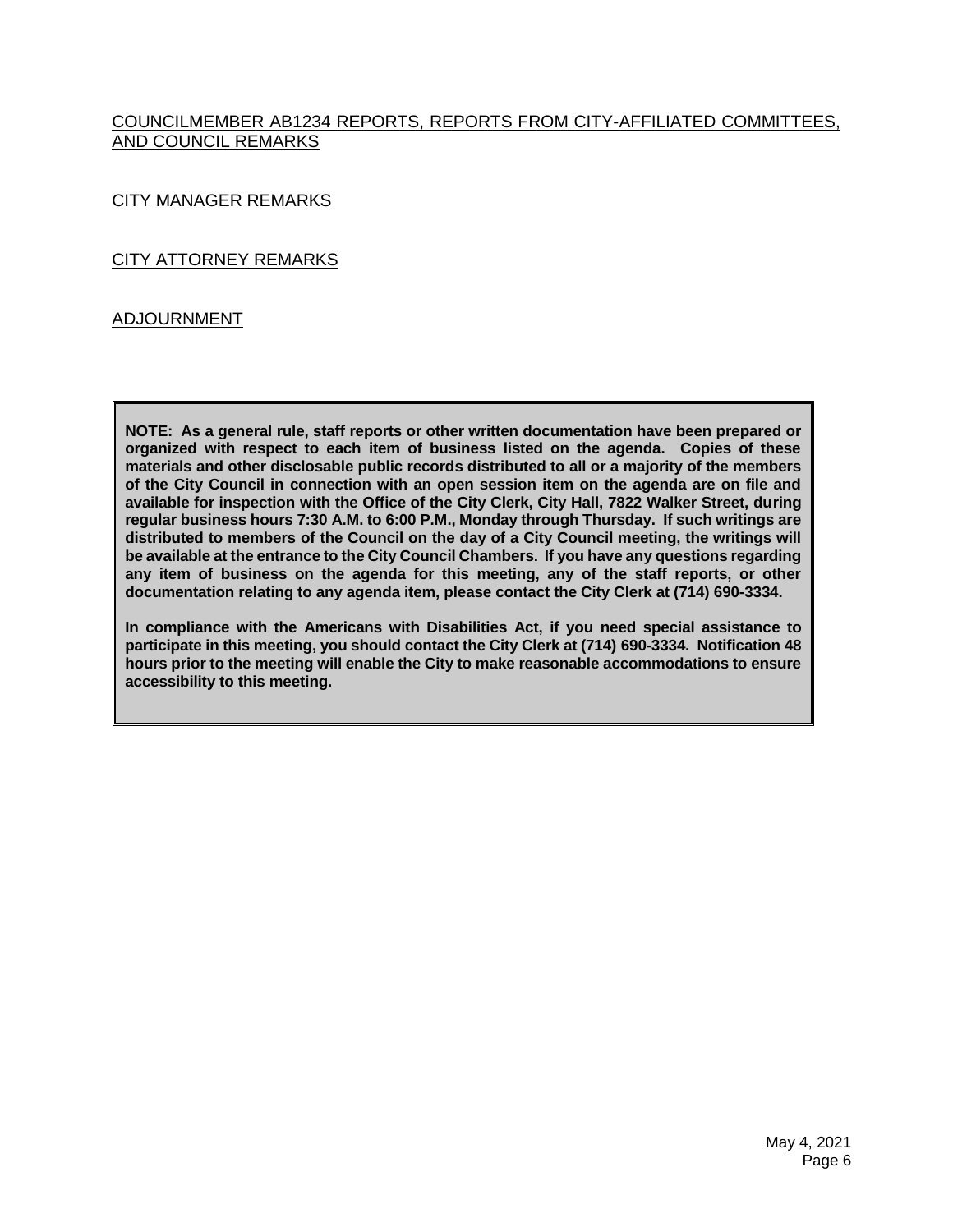COUNCILMEMBER AB1234 REPORTS, REPORTS FROM CITY-AFFILIATED COMMITTEES, AND COUNCIL REMARKS

CITY MANAGER REMARKS

CITY ATTORNEY REMARKS

ADJOURNMENT

**NOTE: As a general rule, staff reports or other written documentation have been prepared or organized with respect to each item of business listed on the agenda. Copies of these materials and other disclosable public records distributed to all or a majority of the members of the City Council in connection with an open session item on the agenda are on file and available for inspection with the Office of the City Clerk, City Hall, 7822 Walker Street, during regular business hours 7:30 A.M. to 6:00 P.M., Monday through Thursday. If such writings are distributed to members of the Council on the day of a City Council meeting, the writings will be available at the entrance to the City Council Chambers. If you have any questions regarding any item of business on the agenda for this meeting, any of the staff reports, or other documentation relating to any agenda item, please contact the City Clerk at (714) 690-3334.**

**In compliance with the Americans with Disabilities Act, if you need special assistance to participate in this meeting, you should contact the City Clerk at (714) 690-3334. Notification 48 hours prior to the meeting will enable the City to make reasonable accommodations to ensure accessibility to this meeting.**